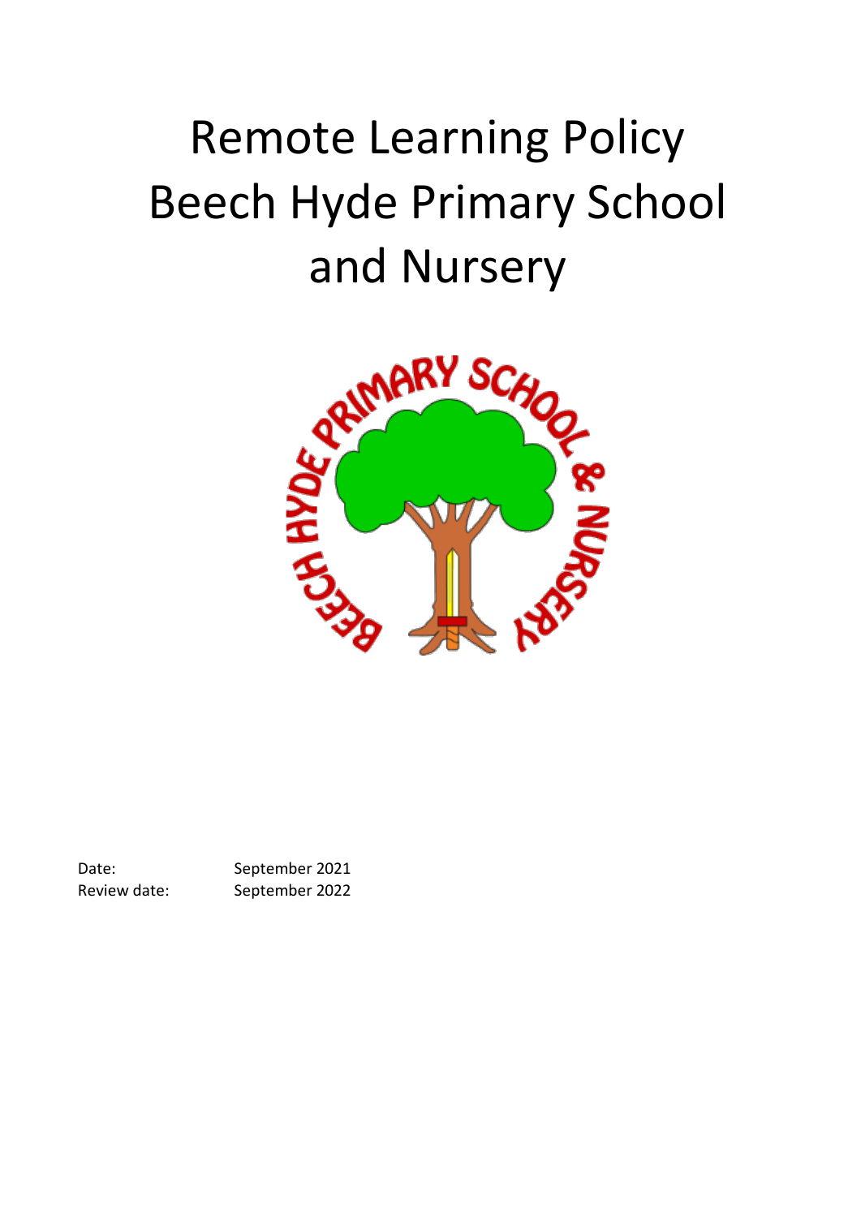# Remote Learning Policy Beech Hyde Primary School and Nursery

Date: September 2021
Review date: September 2022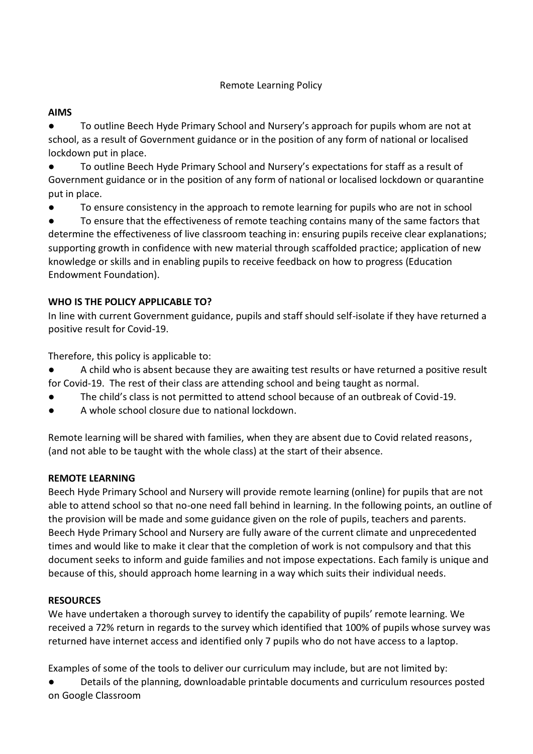Remote Learning Policy

**AIMS**

- To outline Beech Hyde Primary School and Nursery's approach for pupils whom are not at school, as a result of Government guidance or in the position of any form of national or localised lockdown put in place.
- To outline Beech Hyde Primary School and Nursery's expectations for staff as a result of Government guidance or in the position of any form of national or localised lockdown or quarantine put in place.
- To ensure consistency in the approach to remote learning for pupils who are not in school
- To ensure that the effectiveness of remote teaching contains many of the same factors that determine the effectiveness of live classroom teaching in: ensuring pupils receive clear explanations; supporting growth in confidence with new material through scaffolded practice; application of new knowledge or skills and in enabling pupils to receive feedback on how to progress (Education Endowment Foundation).

**WHO IS THE POLICY APPLICABLE TO?**

In line with current Government guidance, pupils and staff should self-isolate if they have returned a positive result for Covid-19.

Therefore, this policy is applicable to:

- A child who is absent because they are awaiting test results or have returned a positive result for Covid-19. The rest of their class are attending school and being taught as normal.
- The child's class is not permitted to attend school because of an outbreak of Covid-19.
- A whole school closure due to national lockdown.

Remote learning will be shared with families, when they are absent due to Covid related reasons, (and not able to be taught with the whole class) at the start of their absence.

**REMOTE LEARNING**

Beech Hyde Primary School and Nursery will provide remote learning (online) for pupils that are not able to attend school so that no-one need fall behind in learning. In the following points, an outline of the provision will be made and some guidance given on the role of pupils, teachers and parents. Beech Hyde Primary School and Nursery are fully aware of the current climate and unprecedented times and would like to make it clear that the completion of work is not compulsory and that this document seeks to inform and guide families and not impose expectations. Each family is unique and because of this, should approach home learning in a way which suits their individual needs.

**RESOURCES**

We have undertaken a thorough survey to identify the capability of pupils' remote learning. We received a 72% return in regards to the survey which identified that 100% of pupils whose survey was returned have internet access and identified only 7 pupils who do not have access to a laptop.

Examples of some of the tools to deliver our curriculum may include, but are not limited by:

- Details of the planning, downloadable printable documents and curriculum resources posted on Google Classroom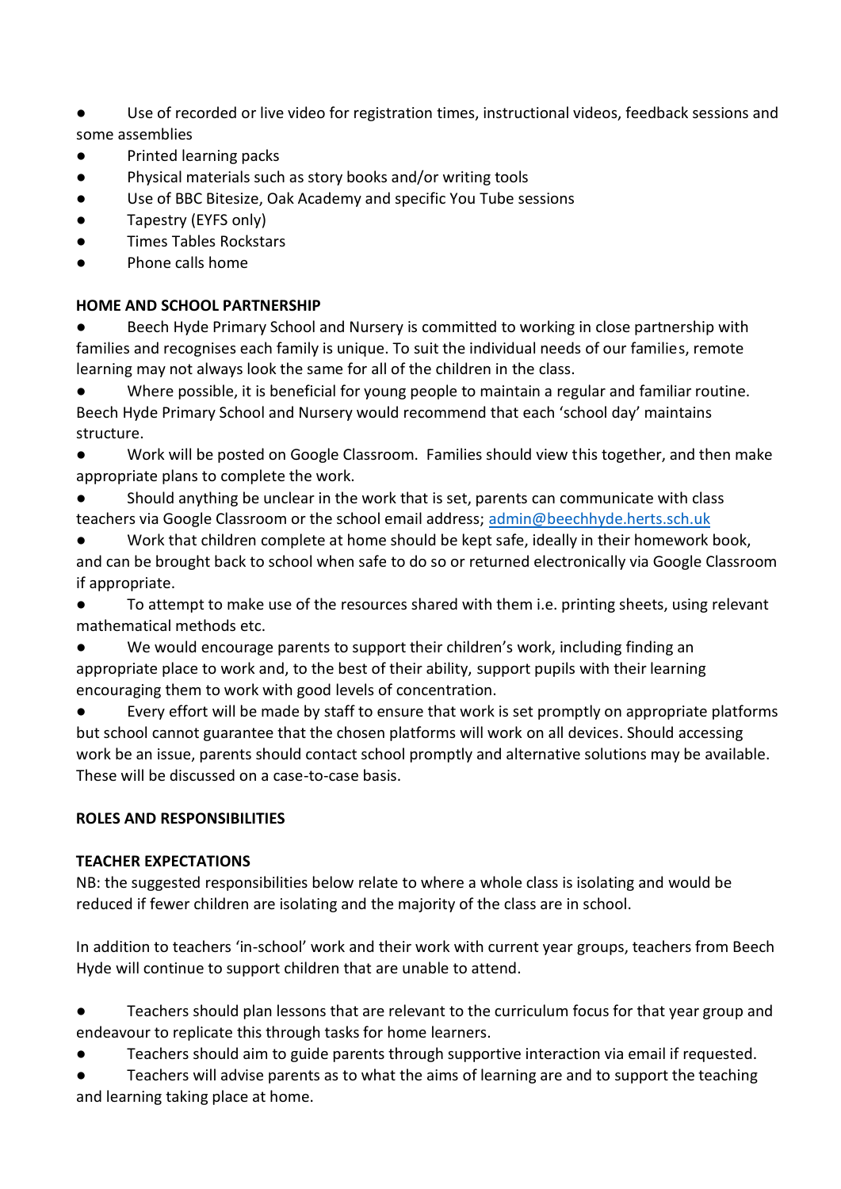- Use of recorded or live video for registration times, instructional videos, feedback sessions and some assemblies
- Printed learning packs
- Physical materials such as story books and/or writing tools
- Use of BBC Bitesize, Oak Academy and specific You Tube sessions
- Tapestry (EYFS only)
- Times Tables Rockstars
- Phone calls home

**HOME AND SCHOOL PARTNERSHIP**

- Beech Hyde Primary School and Nursery is committed to working in close partnership with families and recognises each family is unique. To suit the individual needs of our families, remote learning may not always look the same for all of the children in the class.
- Where possible, it is beneficial for young people to maintain a regular and familiar routine. Beech Hyde Primary School and Nursery would recommend that each 'school day' maintains structure.
- Work will be posted on Google Classroom. Families should view this together, and then make appropriate plans to complete the work.
- Should anything be unclear in the work that is set, parents can communicate with class teachers via Google Classroom or the school email address; [admin@beechhyde.herts.sch.uk](mailto:admin@beechhyde.herts.sch.uk)
- Work that children complete at home should be kept safe, ideally in their homework book, and can be brought back to school when safe to do so or returned electronically via Google Classroom if appropriate.
- To attempt to make use of the resources shared with them i.e. printing sheets, using relevant mathematical methods etc.
- We would encourage parents to support their children's work, including finding an appropriate place to work and, to the best of their ability, support pupils with their learning encouraging them to work with good levels of concentration.
- Every effort will be made by staff to ensure that work is set promptly on appropriate platforms but school cannot guarantee that the chosen platforms will work on all devices. Should accessing work be an issue, parents should contact school promptly and alternative solutions may be available. These will be discussed on a case-to-case basis.

**ROLES AND RESPONSIBILITIES**

**TEACHER EXPECTATIONS**

NB: the suggested responsibilities below relate to where a whole class is isolating and would be reduced if fewer children are isolating and the majority of the class are in school.

In addition to teachers 'in-school' work and their work with current year groups, teachers from Beech Hyde will continue to support children that are unable to attend.

- Teachers should plan lessons that are relevant to the curriculum focus for that year group and endeavour to replicate this through tasks for home learners.
- Teachers should aim to guide parents through supportive interaction via email if requested.
- Teachers will advise parents as to what the aims of learning are and to support the teaching and learning taking place at home.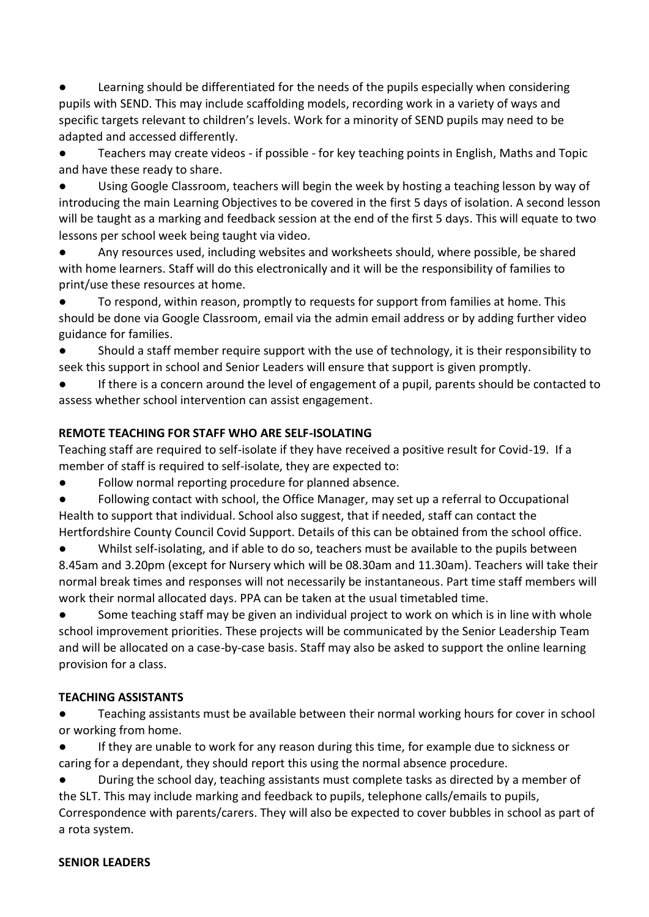- Learning should be differentiated for the needs of the pupils especially when considering pupils with SEND. This may include scaffolding models, recording work in a variety of ways and specific targets relevant to children's levels. Work for a minority of SEND pupils may need to be adapted and accessed differently.
- Teachers may create videos - if possible - for key teaching points in English, Maths and Topic and have these ready to share.
- Using Google Classroom, teachers will begin the week by hosting a teaching lesson by way of introducing the main Learning Objectives to be covered in the first 5 days of isolation. A second lesson will be taught as a marking and feedback session at the end of the first 5 days. This will equate to two lessons per school week being taught via video.
- Any resources used, including websites and worksheets should, where possible, be shared with home learners. Staff will do this electronically and it will be the responsibility of families to print/use these resources at home.
- To respond, within reason, promptly to requests for support from families at home. This should be done via Google Classroom, email via the admin email address or by adding further video guidance for families.
- Should a staff member require support with the use of technology, it is their responsibility to seek this support in school and Senior Leaders will ensure that support is given promptly.
- If there is a concern around the level of engagement of a pupil, parents should be contacted to assess whether school intervention can assist engagement.

**REMOTE TEACHING FOR STAFF WHO ARE SELF-ISOLATING**

Teaching staff are required to self-isolate if they have received a positive result for Covid-19. If a member of staff is required to self-isolate, they are expected to:

- Follow normal reporting procedure for planned absence.
- Following contact with school, the Office Manager, may set up a referral to Occupational Health to support that individual. School also suggest, that if needed, staff can contact the Hertfordshire County Council Covid Support. Details of this can be obtained from the school office.
- Whilst self-isolating, and if able to do so, teachers must be available to the pupils between 8.45am and 3.20pm (except for Nursery which will be 08.30am and 11.30am). Teachers will take their normal break times and responses will not necessarily be instantaneous. Part time staff members will work their normal allocated days. PPA can be taken at the usual timetabled time.
- Some teaching staff may be given an individual project to work on which is in line with whole school improvement priorities. These projects will be communicated by the Senior Leadership Team and will be allocated on a case-by-case basis. Staff may also be asked to support the online learning provision for a class.

**TEACHING ASSISTANTS**

- Teaching assistants must be available between their normal working hours for cover in school or working from home.
- If they are unable to work for any reason during this time, for example due to sickness or caring for a dependant, they should report this using the normal absence procedure.
- During the school day, teaching assistants must complete tasks as directed by a member of the SLT. This may include marking and feedback to pupils, telephone calls/emails to pupils, Correspondence with parents/carers. They will also be expected to cover bubbles in school as part of a rota system.

**SENIOR LEADERS**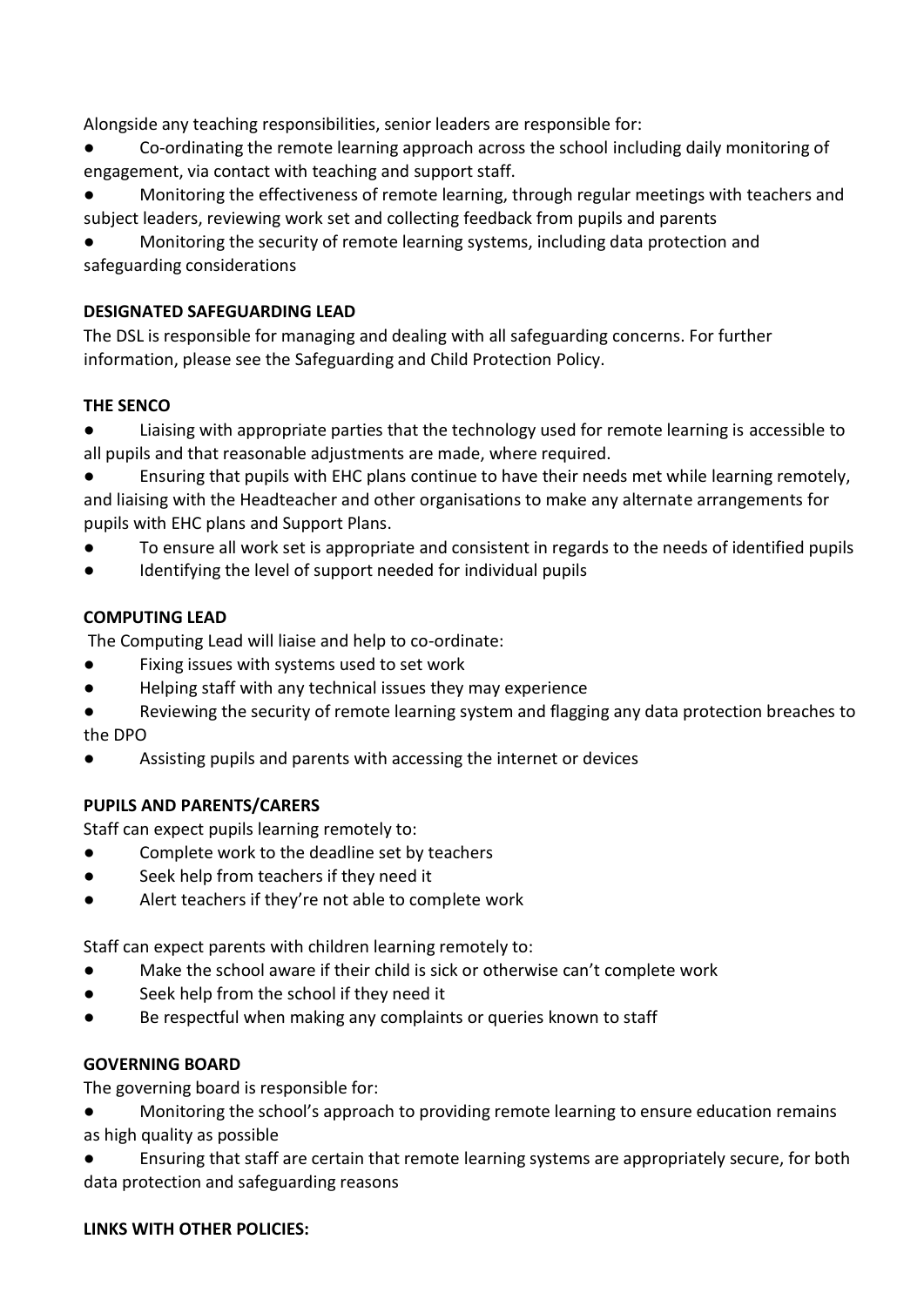Alongside any teaching responsibilities, senior leaders are responsible for:

- Co-ordinating the remote learning approach across the school including daily monitoring of engagement, via contact with teaching and support staff.
- Monitoring the effectiveness of remote learning, through regular meetings with teachers and subject leaders, reviewing work set and collecting feedback from pupils and parents
- Monitoring the security of remote learning systems, including data protection and safeguarding considerations

**DESIGNATED SAFEGUARDING LEAD**

The DSL is responsible for managing and dealing with all safeguarding concerns. For further information, please see the Safeguarding and Child Protection Policy.

**THE SENCO**

- Liaising with appropriate parties that the technology used for remote learning is accessible to all pupils and that reasonable adjustments are made, where required.
- Ensuring that pupils with EHC plans continue to have their needs met while learning remotely, and liaising with the Headteacher and other organisations to make any alternate arrangements for pupils with EHC plans and Support Plans.
- To ensure all work set is appropriate and consistent in regards to the needs of identified pupils
- Identifying the level of support needed for individual pupils

**COMPUTING LEAD**

The Computing Lead will liaise and help to co-ordinate:

- Fixing issues with systems used to set work
- Helping staff with any technical issues they may experience
- Reviewing the security of remote learning system and flagging any data protection breaches to the DPO
- Assisting pupils and parents with accessing the internet or devices

**PUPILS AND PARENTS/CARERS**

Staff can expect pupils learning remotely to:

- Complete work to the deadline set by teachers
- Seek help from teachers if they need it
- Alert teachers if they're not able to complete work

Staff can expect parents with children learning remotely to:

- Make the school aware if their child is sick or otherwise can't complete work
- Seek help from the school if they need it
- Be respectful when making any complaints or queries known to staff

**GOVERNING BOARD**

The governing board is responsible for:

- Monitoring the school's approach to providing remote learning to ensure education remains as high quality as possible
- Ensuring that staff are certain that remote learning systems are appropriately secure, for both data protection and safeguarding reasons

**LINKS WITH OTHER POLICIES:**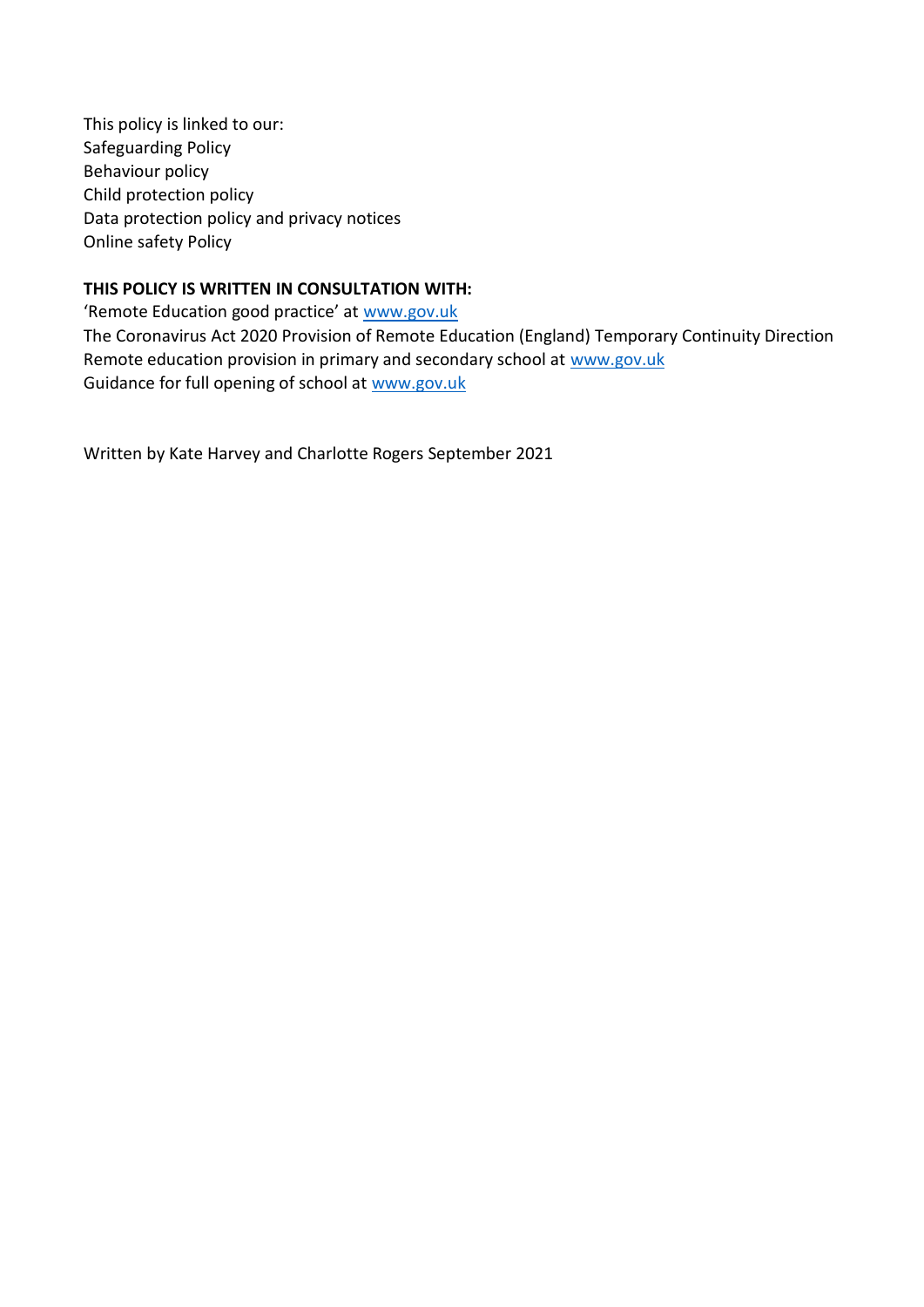This policy is linked to our:
Safeguarding Policy
Behaviour policy
Child protection policy
Data protection policy and privacy notices
Online safety Policy

**THIS POLICY IS WRITTEN IN CONSULTATION WITH:**
'Remote Education good practice' at www.gov.uk
The Coronavirus Act 2020 Provision of Remote Education (England) Temporary Continuity Direction
Remote education provision in primary and secondary school at www.gov.uk
Guidance for full opening of school at www.gov.uk

Written by Kate Harvey and Charlotte Rogers September 2021